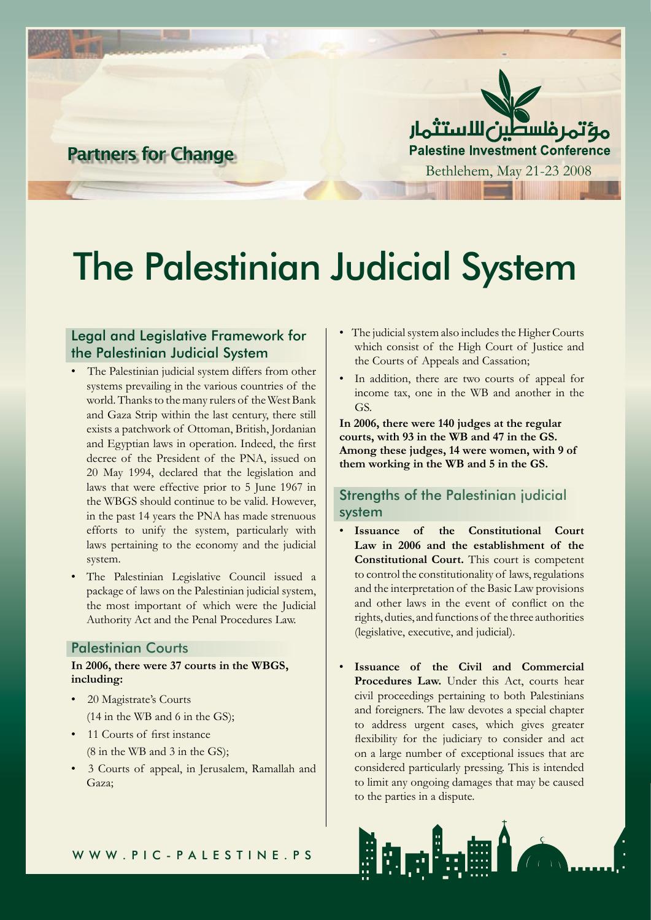Partners for Change

مؤتمر فلسطين للاستثمار
Palestine Investment Conference
Bethlehem, May 21-23 2008

# The Palestinian Judicial System

## Legal and Legislative Framework for the Palestinian Judicial System

- The Palestinian judicial system differs from other systems prevailing in the various countries of the world. Thanks to the many rulers of the West Bank and Gaza Strip within the last century, there still exists a patchwork of Ottoman, British, Jordanian and Egyptian laws in operation. Indeed, the first decree of the President of the PNA, issued on 20 May 1994, declared that the legislation and laws that were effective prior to 5 June 1967 in the WBGS should continue to be valid. However, in the past 14 years the PNA has made strenuous efforts to unify the system, particularly with laws pertaining to the economy and the judicial system.
- The Palestinian Legislative Council issued a package of laws on the Palestinian judicial system, the most important of which were the Judicial Authority Act and the Penal Procedures Law.

## Palestinian Courts

**In 2006, there were 37 courts in the WBGS, including:**

- 20 Magistrate's Courts (14 in the WB and 6 in the GS);
- 11 Courts of first instance (8 in the WB and 3 in the GS);
- 3 Courts of appeal, in Jerusalem, Ramallah and Gaza;
- The judicial system also includes the Higher Courts which consist of the High Court of Justice and the Courts of Appeals and Cassation;
- In addition, there are two courts of appeal for income tax, one in the WB and another in the GS.

**In 2006, there were 140 judges at the regular courts, with 93 in the WB and 47 in the GS. Among these judges, 14 were women, with 9 of them working in the WB and 5 in the GS.**

## Strengths of the Palestinian judicial system

- **Issuance of the Constitutional Court Law in 2006 and the establishment of the Constitutional Court.** This court is competent to control the constitutionality of laws, regulations and the interpretation of the Basic Law provisions and other laws in the event of conflict on the rights, duties, and functions of the three authorities (legislative, executive, and judicial).
- **Issuance of the Civil and Commercial Procedures Law.** Under this Act, courts hear civil proceedings pertaining to both Palestinians and foreigners. The law devotes a special chapter to address urgent cases, which gives greater flexibility for the judiciary to consider and act on a large number of exceptional issues that are considered particularly pressing. This is intended to limit any ongoing damages that may be caused to the parties in a dispute.

WWW.PIC-PALESTINE.PS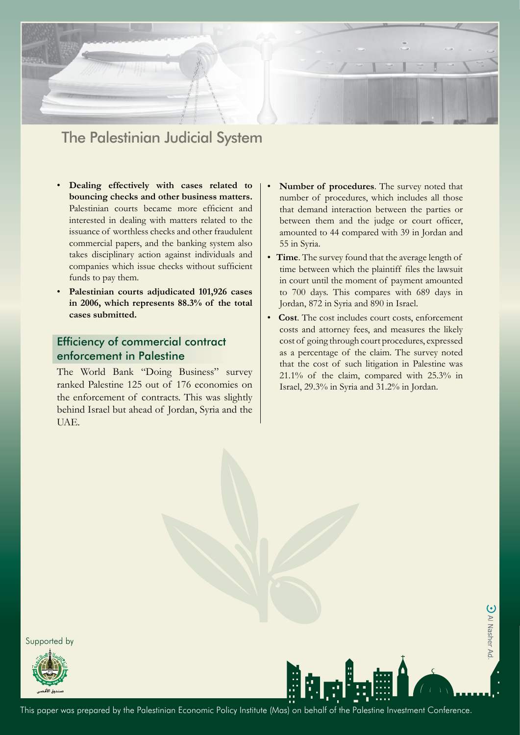# The Palestinian Judicial System

- **Dealing effectively with cases related to bouncing checks and other business matters.** Palestinian courts became more efficient and interested in dealing with matters related to the issuance of worthless checks and other fraudulent commercial papers, and the banking system also takes disciplinary action against individuals and companies which issue checks without sufficient funds to pay them.
- **Palestinian courts adjudicated 101,926 cases in 2006, which represents 88.3% of the total cases submitted.**

## Efficiency of commercial contract enforcement in Palestine

The World Bank "Doing Business" survey ranked Palestine 125 out of 176 economies on the enforcement of contracts. This was slightly behind Israel but ahead of Jordan, Syria and the UAE.

- **Number of procedures**. The survey noted that number of procedures, which includes all those that demand interaction between the parties or between them and the judge or court officer, amounted to 44 compared with 39 in Jordan and 55 in Syria.
- **Time**. The survey found that the average length of time between which the plaintiff files the lawsuit in court until the moment of payment amounted to 700 days. This compares with 689 days in Jordan, 872 in Syria and 890 in Israel.
- **Cost**. The cost includes court costs, enforcement costs and attorney fees, and measures the likely cost of going through court procedures, expressed as a percentage of the claim. The survey noted that the cost of such litigation in Palestine was 21.1% of the claim, compared with 25.3% in Israel, 29.3% in Syria and 31.2% in Jordan.

Supported by

صندوق الأقصى

Al Nasher Ad.

This paper was prepared by the Palestinian Economic Policy Institute (Mas) on behalf of the Palestine Investment Conference.